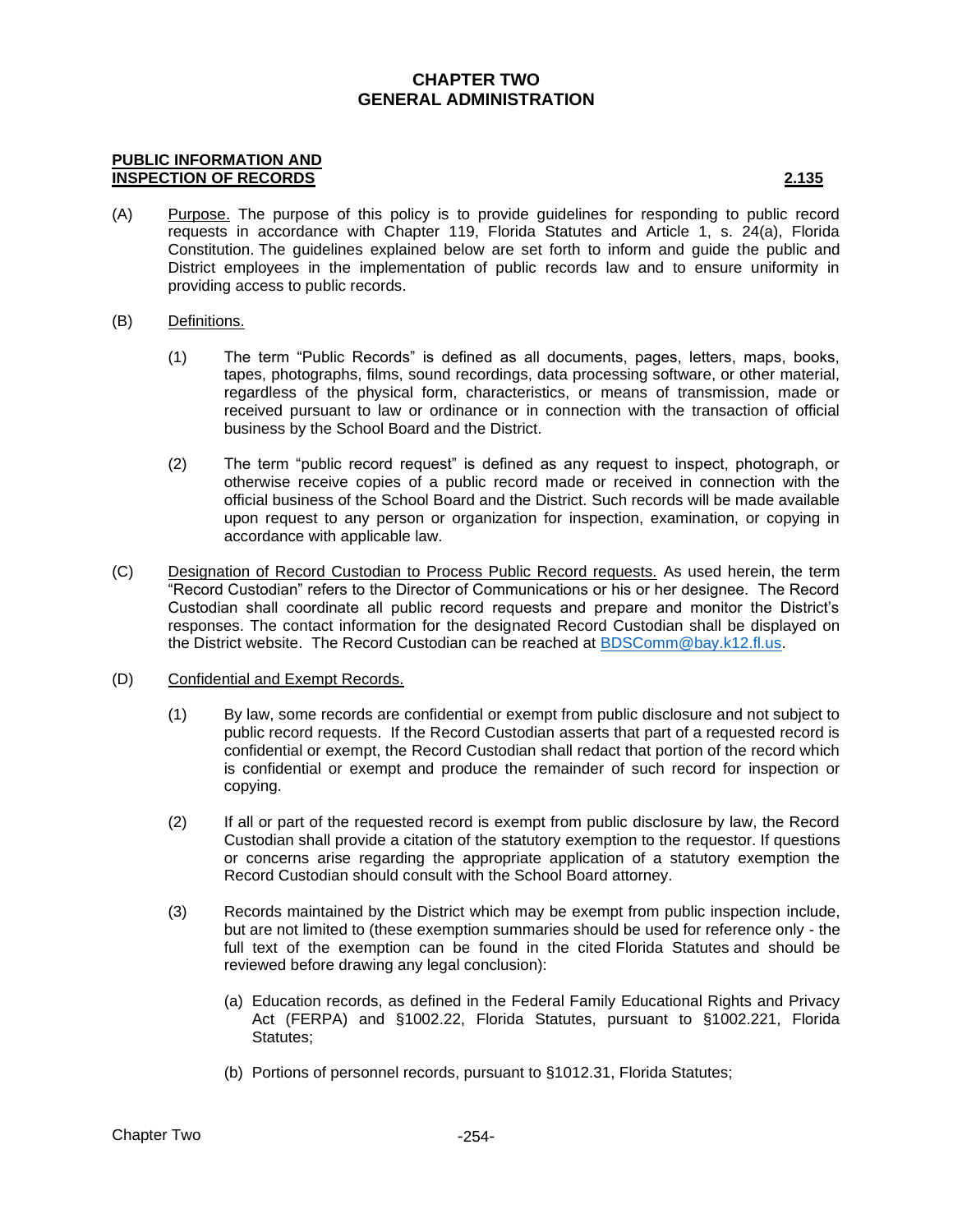# CHAPTER TWO
# GENERAL ADMINISTRATION

**PUBLIC INFORMATION AND INSPECTION OF RECORDS** **2.135**

(A) Purpose. The purpose of this policy is to provide guidelines for responding to public record requests in accordance with Chapter 119, Florida Statutes and Article 1, s. 24(a), Florida Constitution. The guidelines explained below are set forth to inform and guide the public and District employees in the implementation of public records law and to ensure uniformity in providing access to public records.

(B) Definitions.

(1) The term "Public Records" is defined as all documents, pages, letters, maps, books, tapes, photographs, films, sound recordings, data processing software, or other material, regardless of the physical form, characteristics, or means of transmission, made or received pursuant to law or ordinance or in connection with the transaction of official business by the School Board and the District.

(2) The term "public record request" is defined as any request to inspect, photograph, or otherwise receive copies of a public record made or received in connection with the official business of the School Board and the District. Such records will be made available upon request to any person or organization for inspection, examination, or copying in accordance with applicable law.

(C) Designation of Record Custodian to Process Public Record requests. As used herein, the term "Record Custodian" refers to the Director of Communications or his or her designee. The Record Custodian shall coordinate all public record requests and prepare and monitor the District's responses. The contact information for the designated Record Custodian shall be displayed on the District website. The Record Custodian can be reached at BDSComm@bay.k12.fl.us.

(D) Confidential and Exempt Records.

(1) By law, some records are confidential or exempt from public disclosure and not subject to public record requests. If the Record Custodian asserts that part of a requested record is confidential or exempt, the Record Custodian shall redact that portion of the record which is confidential or exempt and produce the remainder of such record for inspection or copying.

(2) If all or part of the requested record is exempt from public disclosure by law, the Record Custodian shall provide a citation of the statutory exemption to the requestor. If questions or concerns arise regarding the appropriate application of a statutory exemption the Record Custodian should consult with the School Board attorney.

(3) Records maintained by the District which may be exempt from public inspection include, but are not limited to (these exemption summaries should be used for reference only - the full text of the exemption can be found in the cited Florida Statutes and should be reviewed before drawing any legal conclusion):

(a) Education records, as defined in the Federal Family Educational Rights and Privacy Act (FERPA) and §1002.22, Florida Statutes, pursuant to §1002.221, Florida Statutes;

(b) Portions of personnel records, pursuant to §1012.31, Florida Statutes;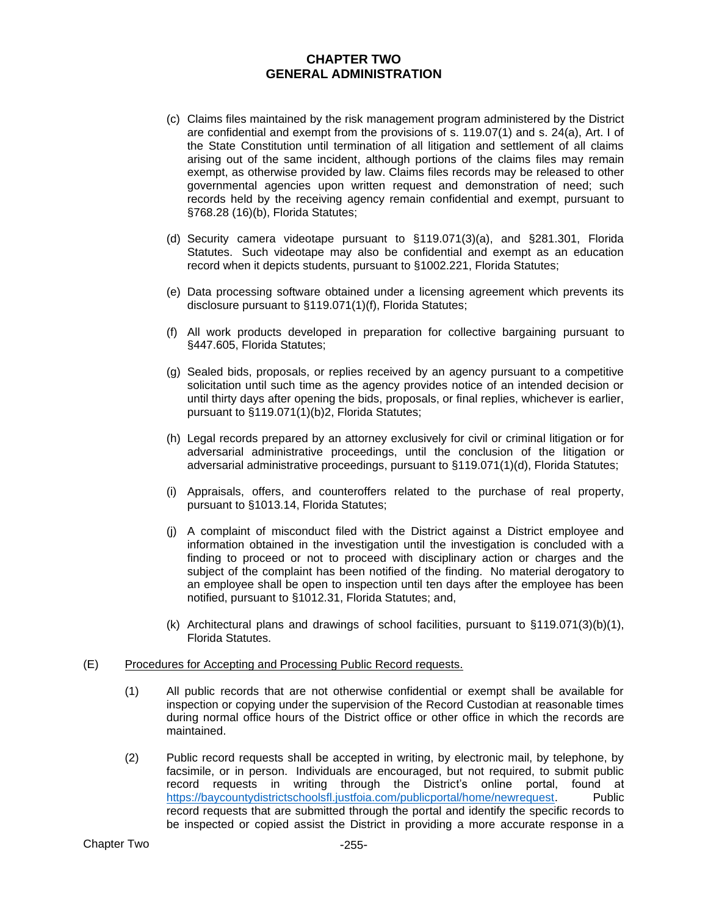(c) Claims files maintained by the risk management program administered by the District are confidential and exempt from the provisions of s. 119.07(1) and s. 24(a), Art. I of the State Constitution until termination of all litigation and settlement of all claims arising out of the same incident, although portions of the claims files may remain exempt, as otherwise provided by law. Claims files records may be released to other governmental agencies upon written request and demonstration of need; such records held by the receiving agency remain confidential and exempt, pursuant to §768.28 (16)(b), Florida Statutes;

(d) Security camera videotape pursuant to §119.071(3)(a), and §281.301, Florida Statutes. Such videotape may also be confidential and exempt as an education record when it depicts students, pursuant to §1002.221, Florida Statutes;

(e) Data processing software obtained under a licensing agreement which prevents its disclosure pursuant to §119.071(1)(f), Florida Statutes;

(f) All work products developed in preparation for collective bargaining pursuant to §447.605, Florida Statutes;

(g) Sealed bids, proposals, or replies received by an agency pursuant to a competitive solicitation until such time as the agency provides notice of an intended decision or until thirty days after opening the bids, proposals, or final replies, whichever is earlier, pursuant to §119.071(1)(b)2, Florida Statutes;

(h) Legal records prepared by an attorney exclusively for civil or criminal litigation or for adversarial administrative proceedings, until the conclusion of the litigation or adversarial administrative proceedings, pursuant to §119.071(1)(d), Florida Statutes;

(i) Appraisals, offers, and counteroffers related to the purchase of real property, pursuant to §1013.14, Florida Statutes;

(j) A complaint of misconduct filed with the District against a District employee and information obtained in the investigation until the investigation is concluded with a finding to proceed or not to proceed with disciplinary action or charges and the subject of the complaint has been notified of the finding. No material derogatory to an employee shall be open to inspection until ten days after the employee has been notified, pursuant to §1012.31, Florida Statutes; and,

(k) Architectural plans and drawings of school facilities, pursuant to §119.071(3)(b)(1), Florida Statutes.

(E) <u>Procedures for Accepting and Processing Public Record requests.</u>

(1) All public records that are not otherwise confidential or exempt shall be available for inspection or copying under the supervision of the Record Custodian at reasonable times during normal office hours of the District office or other office in which the records are maintained.

(2) Public record requests shall be accepted in writing, by electronic mail, by telephone, by facsimile, or in person. Individuals are encouraged, but not required, to submit public record requests in writing through the District's online portal, found at https://baycountydistrictschoolsfl.justfoia.com/publicportal/home/newrequest. Public record requests that are submitted through the portal and identify the specific records to be inspected or copied assist the District in providing a more accurate response in a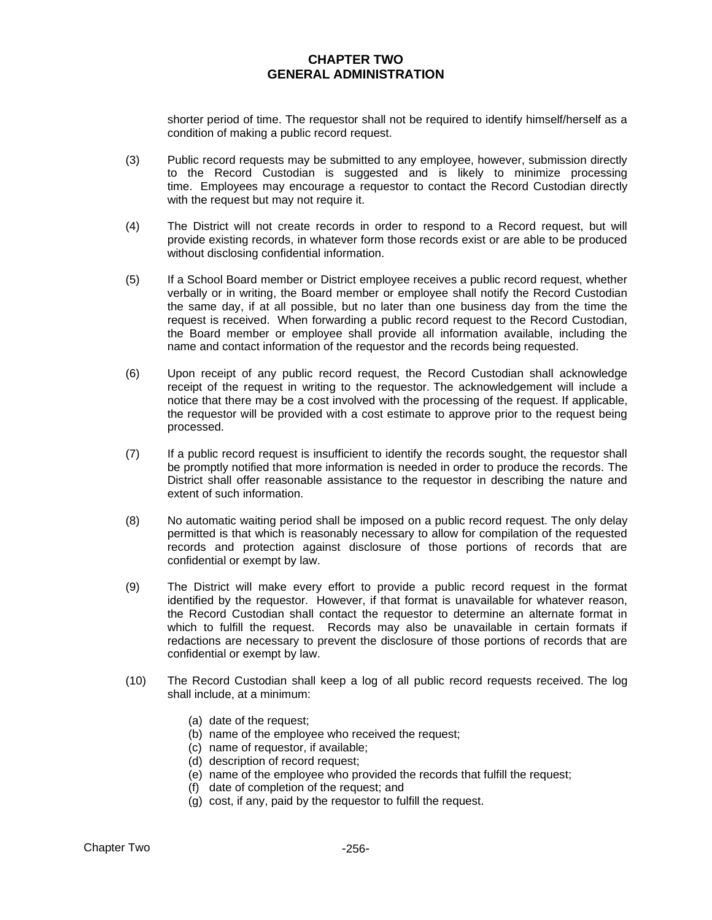shorter period of time. The requestor shall not be required to identify himself/herself as a condition of making a public record request.

(3) Public record requests may be submitted to any employee, however, submission directly to the Record Custodian is suggested and is likely to minimize processing time. Employees may encourage a requestor to contact the Record Custodian directly with the request but may not require it.

(4) The District will not create records in order to respond to a Record request, but will provide existing records, in whatever form those records exist or are able to be produced without disclosing confidential information.

(5) If a School Board member or District employee receives a public record request, whether verbally or in writing, the Board member or employee shall notify the Record Custodian the same day, if at all possible, but no later than one business day from the time the request is received. When forwarding a public record request to the Record Custodian, the Board member or employee shall provide all information available, including the name and contact information of the requestor and the records being requested.

(6) Upon receipt of any public record request, the Record Custodian shall acknowledge receipt of the request in writing to the requestor. The acknowledgement will include a notice that there may be a cost involved with the processing of the request. If applicable, the requestor will be provided with a cost estimate to approve prior to the request being processed.

(7) If a public record request is insufficient to identify the records sought, the requestor shall be promptly notified that more information is needed in order to produce the records. The District shall offer reasonable assistance to the requestor in describing the nature and extent of such information.

(8) No automatic waiting period shall be imposed on a public record request. The only delay permitted is that which is reasonably necessary to allow for compilation of the requested records and protection against disclosure of those portions of records that are confidential or exempt by law.

(9) The District will make every effort to provide a public record request in the format identified by the requestor. However, if that format is unavailable for whatever reason, the Record Custodian shall contact the requestor to determine an alternate format in which to fulfill the request. Records may also be unavailable in certain formats if redactions are necessary to prevent the disclosure of those portions of records that are confidential or exempt by law.

(10) The Record Custodian shall keep a log of all public record requests received. The log shall include, at a minimum:

(a) date of the request;
(b) name of the employee who received the request;
(c) name of requestor, if available;
(d) description of record request;
(e) name of the employee who provided the records that fulfill the request;
(f) date of completion of the request; and
(g) cost, if any, paid by the requestor to fulfill the request.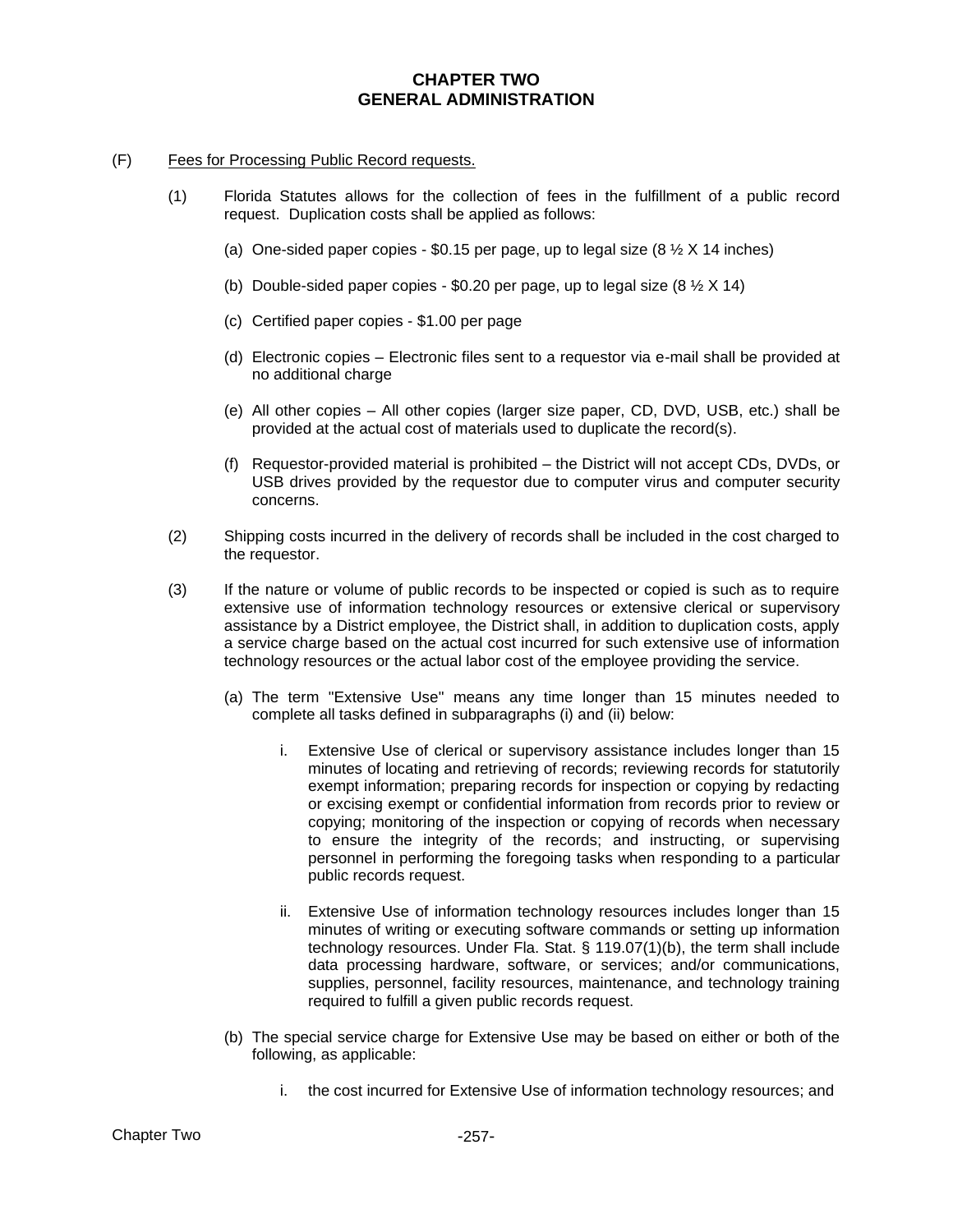# CHAPTER TWO
# GENERAL ADMINISTRATION

(F) Fees for Processing Public Record requests.

(1) Florida Statutes allows for the collection of fees in the fulfillment of a public record request. Duplication costs shall be applied as follows:

(a) One-sided paper copies - $0.15 per page, up to legal size (8 ½ X 14 inches)

(b) Double-sided paper copies - $0.20 per page, up to legal size (8 ½ X 14)

(c) Certified paper copies - $1.00 per page

(d) Electronic copies – Electronic files sent to a requestor via e-mail shall be provided at no additional charge

(e) All other copies – All other copies (larger size paper, CD, DVD, USB, etc.) shall be provided at the actual cost of materials used to duplicate the record(s).

(f) Requestor-provided material is prohibited – the District will not accept CDs, DVDs, or USB drives provided by the requestor due to computer virus and computer security concerns.

(2) Shipping costs incurred in the delivery of records shall be included in the cost charged to the requestor.

(3) If the nature or volume of public records to be inspected or copied is such as to require extensive use of information technology resources or extensive clerical or supervisory assistance by a District employee, the District shall, in addition to duplication costs, apply a service charge based on the actual cost incurred for such extensive use of information technology resources or the actual labor cost of the employee providing the service.

(a) The term "Extensive Use" means any time longer than 15 minutes needed to complete all tasks defined in subparagraphs (i) and (ii) below:

i. Extensive Use of clerical or supervisory assistance includes longer than 15 minutes of locating and retrieving of records; reviewing records for statutorily exempt information; preparing records for inspection or copying by redacting or excising exempt or confidential information from records prior to review or copying; monitoring of the inspection or copying of records when necessary to ensure the integrity of the records; and instructing, or supervising personnel in performing the foregoing tasks when responding to a particular public records request.

ii. Extensive Use of information technology resources includes longer than 15 minutes of writing or executing software commands or setting up information technology resources. Under Fla. Stat. § 119.07(1)(b), the term shall include data processing hardware, software, or services; and/or communications, supplies, personnel, facility resources, maintenance, and technology training required to fulfill a given public records request.

(b) The special service charge for Extensive Use may be based on either or both of the following, as applicable:

i. the cost incurred for Extensive Use of information technology resources; and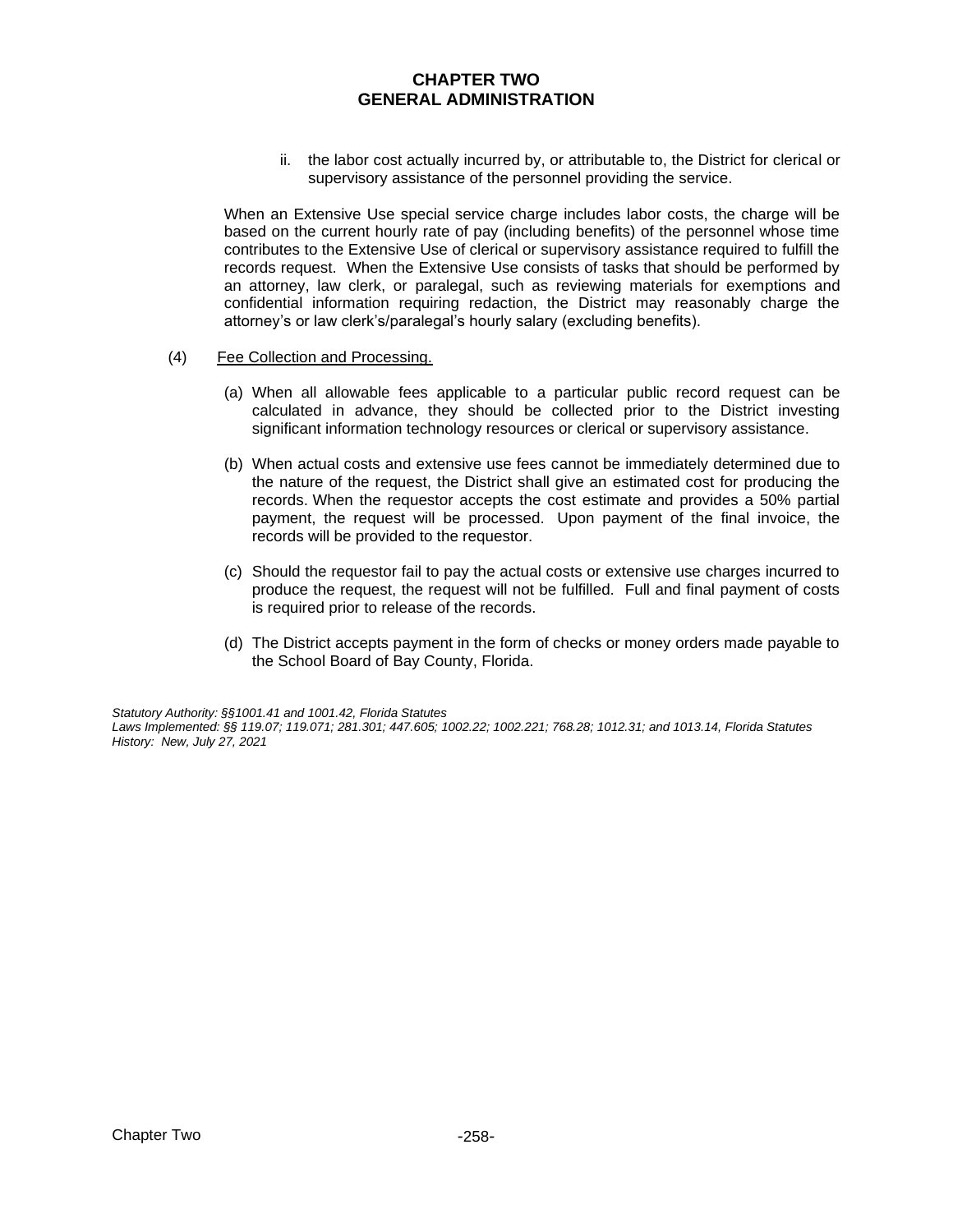ii. the labor cost actually incurred by, or attributable to, the District for clerical or supervisory assistance of the personnel providing the service.

When an Extensive Use special service charge includes labor costs, the charge will be based on the current hourly rate of pay (including benefits) of the personnel whose time contributes to the Extensive Use of clerical or supervisory assistance required to fulfill the records request. When the Extensive Use consists of tasks that should be performed by an attorney, law clerk, or paralegal, such as reviewing materials for exemptions and confidential information requiring redaction, the District may reasonably charge the attorney's or law clerk's/paralegal's hourly salary (excluding benefits).

(4) Fee Collection and Processing.

(a) When all allowable fees applicable to a particular public record request can be calculated in advance, they should be collected prior to the District investing significant information technology resources or clerical or supervisory assistance.

(b) When actual costs and extensive use fees cannot be immediately determined due to the nature of the request, the District shall give an estimated cost for producing the records. When the requestor accepts the cost estimate and provides a 50% partial payment, the request will be processed. Upon payment of the final invoice, the records will be provided to the requestor.

(c) Should the requestor fail to pay the actual costs or extensive use charges incurred to produce the request, the request will not be fulfilled. Full and final payment of costs is required prior to release of the records.

(d) The District accepts payment in the form of checks or money orders made payable to the School Board of Bay County, Florida.

*Statutory Authority: §§1001.41 and 1001.42, Florida Statutes*
*Laws Implemented: §§ 119.07; 119.071; 281.301; 447.605; 1002.22; 1002.221; 768.28; 1012.31; and 1013.14, Florida Statutes*
*History: New, July 27, 2021*